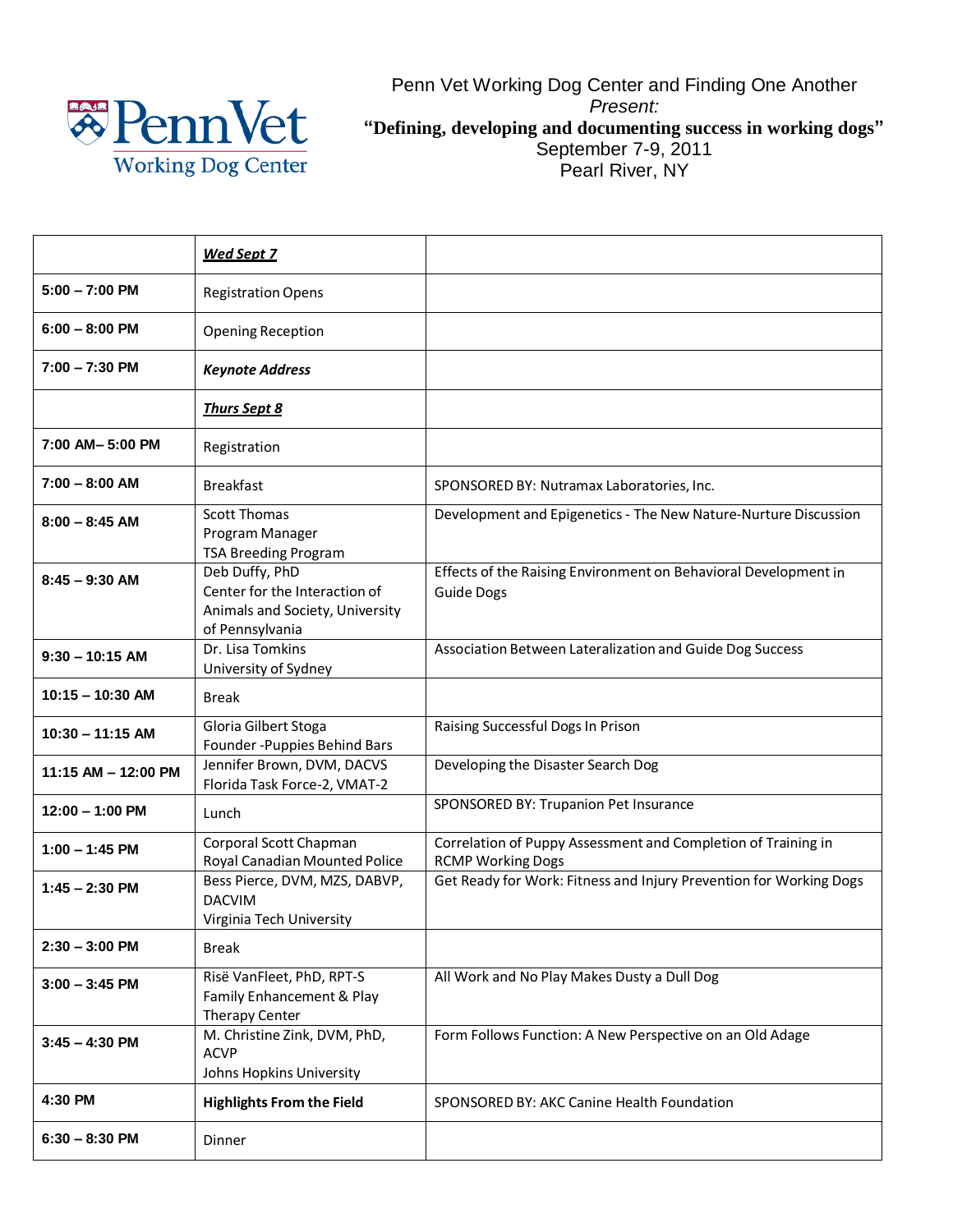Penn Vet Working Dog Center

Penn Vet Working Dog Center and Finding One Another
*Present:*
**"Defining, developing and documenting success in working dogs"**
September 7-9, 2011
Pearl River, NY

| | ***Wed Sept 7*** | |
|---|---|---|
| **5:00 – 7:00 PM** | Registration Opens | |
| **6:00 – 8:00 PM** | Opening Reception | |
| **7:00 – 7:30 PM** | ***Keynote Address*** | |
| | ***Thurs Sept 8*** | |
| **7:00 AM– 5:00 PM** | Registration | |
| **7:00 – 8:00 AM** | Breakfast | SPONSORED BY: Nutramax Laboratories, Inc. |
| **8:00 – 8:45 AM** | Scott Thomas<br>Program Manager<br>TSA Breeding Program | Development and Epigenetics - The New Nature-Nurture Discussion |
| **8:45 – 9:30 AM** | Deb Duffy, PhD<br>Center for the Interaction of Animals and Society, University of Pennsylvania | Effects of the Raising Environment on Behavioral Development in Guide Dogs |
| **9:30 – 10:15 AM** | Dr. Lisa Tomkins<br>University of Sydney | Association Between Lateralization and Guide Dog Success |
| **10:15 – 10:30 AM** | Break | |
| **10:30 – 11:15 AM** | Gloria Gilbert Stoga<br>Founder -Puppies Behind Bars | Raising Successful Dogs In Prison |
| **11:15 AM – 12:00 PM** | Jennifer Brown, DVM, DACVS<br>Florida Task Force-2, VMAT-2 | Developing the Disaster Search Dog |
| **12:00 – 1:00 PM** | Lunch | SPONSORED BY: Trupanion Pet Insurance |
| **1:00 – 1:45 PM** | Corporal Scott Chapman<br>Royal Canadian Mounted Police | Correlation of Puppy Assessment and Completion of Training in RCMP Working Dogs |
| **1:45 – 2:30 PM** | Bess Pierce, DVM, MZS, DABVP, DACVIM<br>Virginia Tech University | Get Ready for Work: Fitness and Injury Prevention for Working Dogs |
| **2:30 – 3:00 PM** | Break | |
| **3:00 – 3:45 PM** | Risë VanFleet, PhD, RPT-S<br>Family Enhancement & Play Therapy Center | All Work and No Play Makes Dusty a Dull Dog |
| **3:45 – 4:30 PM** | M. Christine Zink, DVM, PhD, ACVP<br>Johns Hopkins University | Form Follows Function: A New Perspective on an Old Adage |
| **4:30 PM** | **Highlights From the Field** | SPONSORED BY: AKC Canine Health Foundation |
| **6:30 – 8:30 PM** | Dinner | |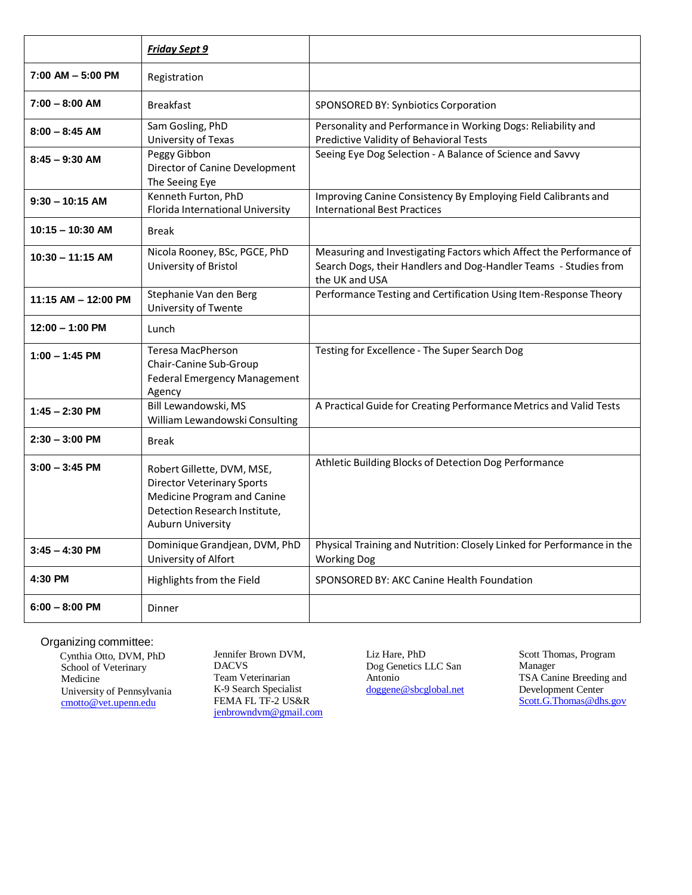| | ***Friday Sept 9*** | |
|---|---|---|
| **7:00 AM – 5:00 PM** | Registration | |
| **7:00 – 8:00 AM** | Breakfast | SPONSORED BY: Synbiotics Corporation |
| **8:00 – 8:45 AM** | Sam Gosling, PhD<br>University of Texas | Personality and Performance in Working Dogs: Reliability and Predictive Validity of Behavioral Tests |
| **8:45 – 9:30 AM** | Peggy Gibbon<br>Director of Canine Development<br>The Seeing Eye | Seeing Eye Dog Selection - A Balance of Science and Savvy |
| **9:30 – 10:15 AM** | Kenneth Furton, PhD<br>Florida International University | Improving Canine Consistency By Employing Field Calibrants and International Best Practices |
| **10:15 – 10:30 AM** | Break | |
| **10:30 – 11:15 AM** | Nicola Rooney, BSc, PGCE, PhD<br>University of Bristol | Measuring and Investigating Factors which Affect the Performance of Search Dogs, their Handlers and Dog-Handler Teams - Studies from the UK and USA |
| **11:15 AM – 12:00 PM** | Stephanie Van den Berg<br>University of Twente | Performance Testing and Certification Using Item-Response Theory |
| **12:00 – 1:00 PM** | Lunch | |
| **1:00 – 1:45 PM** | Teresa MacPherson<br>Chair-Canine Sub-Group<br>Federal Emergency Management Agency | Testing for Excellence - The Super Search Dog |
| **1:45 – 2:30 PM** | Bill Lewandowski, MS<br>William Lewandowski Consulting | A Practical Guide for Creating Performance Metrics and Valid Tests |
| **2:30 – 3:00 PM** | Break | |
| **3:00 – 3:45 PM** | Robert Gillette, DVM, MSE,<br>Director Veterinary Sports Medicine Program and Canine Detection Research Institute,<br>Auburn University | Athletic Building Blocks of Detection Dog Performance |
| **3:45 – 4:30 PM** | Dominique Grandjean, DVM, PhD<br>University of Alfort | Physical Training and Nutrition: Closely Linked for Performance in the Working Dog |
| **4:30 PM** | Highlights from the Field | SPONSORED BY: AKC Canine Health Foundation |
| **6:00 – 8:00 PM** | Dinner | |

Organizing committee:

Cynthia Otto, DVM, PhD
School of Veterinary Medicine
University of Pennsylvania
cmotto@vet.upenn.edu

Jennifer Brown DVM, DACVS
Team Veterinarian
K-9 Search Specialist
FEMA FL TF-2 US&R
jenbrowndvm@gmail.com

Liz Hare, PhD
Dog Genetics LLC San Antonio
doggene@sbcglobal.net

Scott Thomas, Program Manager
TSA Canine Breeding and Development Center
Scott.G.Thomas@dhs.gov